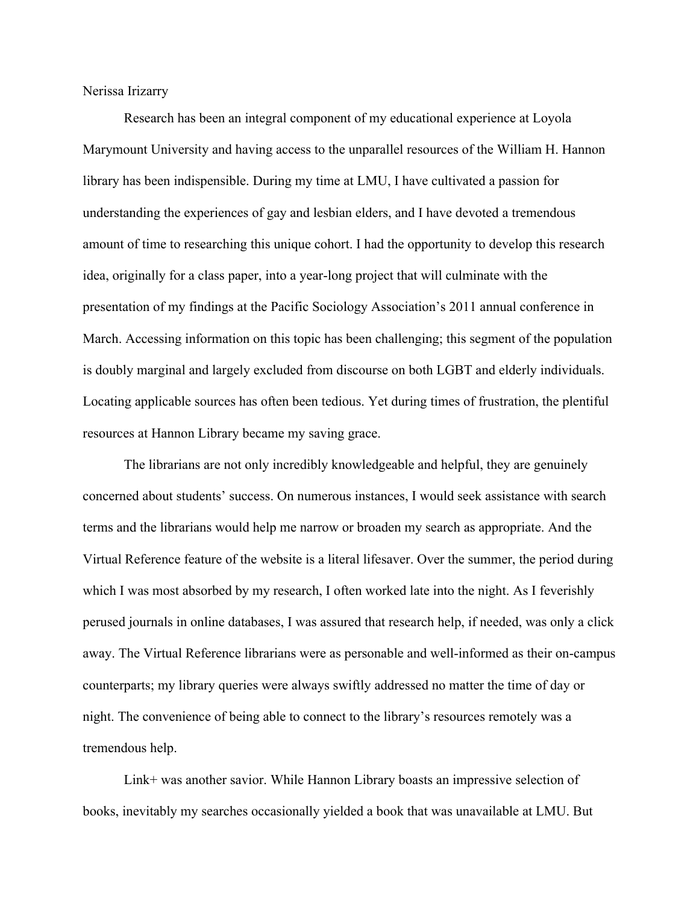Nerissa Irizarry

Research has been an integral component of my educational experience at Loyola Marymount University and having access to the unparallel resources of the William H. Hannon library has been indispensible. During my time at LMU, I have cultivated a passion for understanding the experiences of gay and lesbian elders, and I have devoted a tremendous amount of time to researching this unique cohort. I had the opportunity to develop this research idea, originally for a class paper, into a year-long project that will culminate with the presentation of my findings at the Pacific Sociology Association's 2011 annual conference in March. Accessing information on this topic has been challenging; this segment of the population is doubly marginal and largely excluded from discourse on both LGBT and elderly individuals. Locating applicable sources has often been tedious. Yet during times of frustration, the plentiful resources at Hannon Library became my saving grace.

The librarians are not only incredibly knowledgeable and helpful, they are genuinely concerned about students' success. On numerous instances, I would seek assistance with search terms and the librarians would help me narrow or broaden my search as appropriate. And the Virtual Reference feature of the website is a literal lifesaver. Over the summer, the period during which I was most absorbed by my research, I often worked late into the night. As I feverishly perused journals in online databases, I was assured that research help, if needed, was only a click away. The Virtual Reference librarians were as personable and well-informed as their on-campus counterparts; my library queries were always swiftly addressed no matter the time of day or night. The convenience of being able to connect to the library's resources remotely was a tremendous help.

Link+ was another savior. While Hannon Library boasts an impressive selection of books, inevitably my searches occasionally yielded a book that was unavailable at LMU. But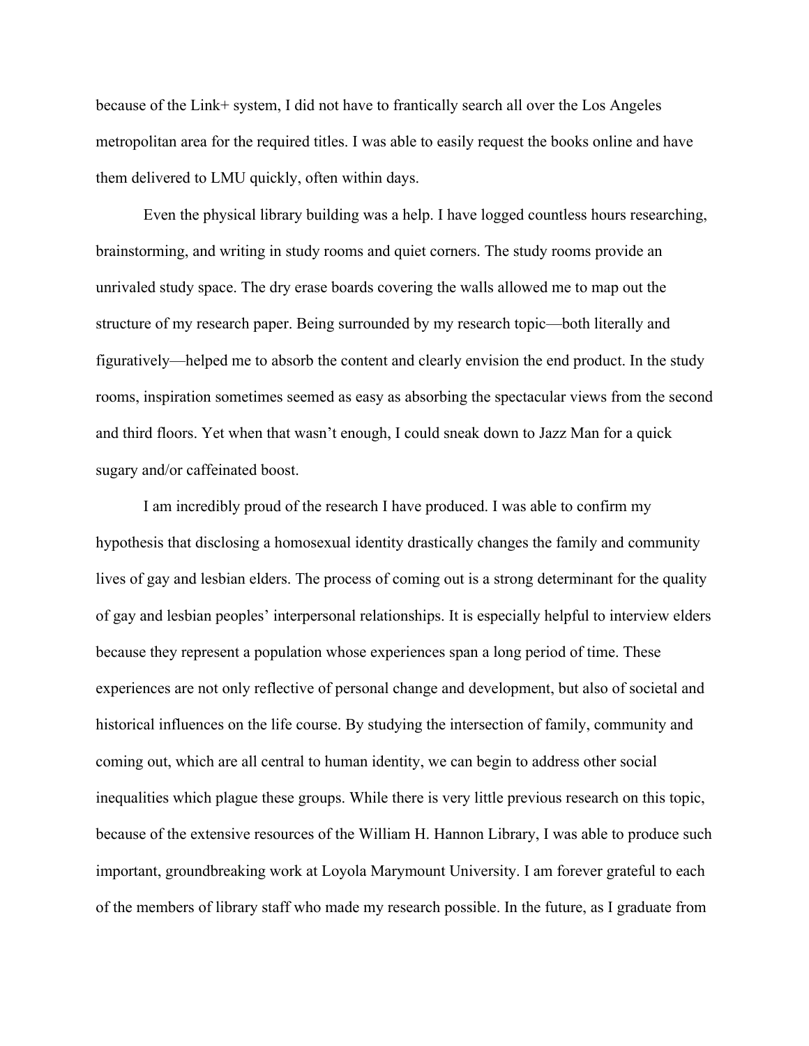because of the Link+ system, I did not have to frantically search all over the Los Angeles metropolitan area for the required titles. I was able to easily request the books online and have them delivered to LMU quickly, often within days.

Even the physical library building was a help. I have logged countless hours researching, brainstorming, and writing in study rooms and quiet corners. The study rooms provide an unrivaled study space. The dry erase boards covering the walls allowed me to map out the structure of my research paper. Being surrounded by my research topic—both literally and figuratively—helped me to absorb the content and clearly envision the end product. In the study rooms, inspiration sometimes seemed as easy as absorbing the spectacular views from the second and third floors. Yet when that wasn't enough, I could sneak down to Jazz Man for a quick sugary and/or caffeinated boost.

I am incredibly proud of the research I have produced. I was able to confirm my hypothesis that disclosing a homosexual identity drastically changes the family and community lives of gay and lesbian elders. The process of coming out is a strong determinant for the quality of gay and lesbian peoples' interpersonal relationships. It is especially helpful to interview elders because they represent a population whose experiences span a long period of time. These experiences are not only reflective of personal change and development, but also of societal and historical influences on the life course. By studying the intersection of family, community and coming out, which are all central to human identity, we can begin to address other social inequalities which plague these groups. While there is very little previous research on this topic, because of the extensive resources of the William H. Hannon Library, I was able to produce such important, groundbreaking work at Loyola Marymount University. I am forever grateful to each of the members of library staff who made my research possible. In the future, as I graduate from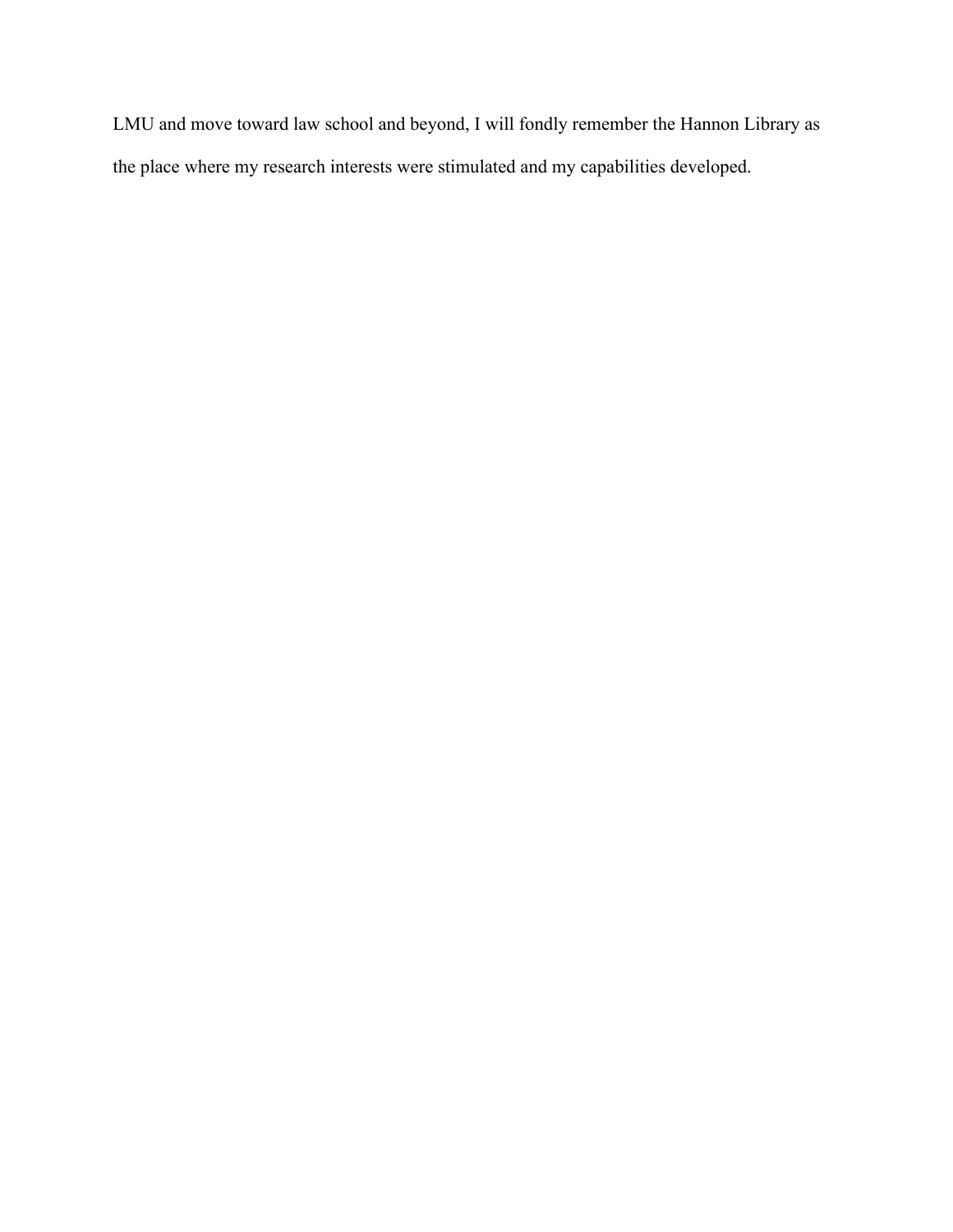LMU and move toward law school and beyond, I will fondly remember the Hannon Library as the place where my research interests were stimulated and my capabilities developed.